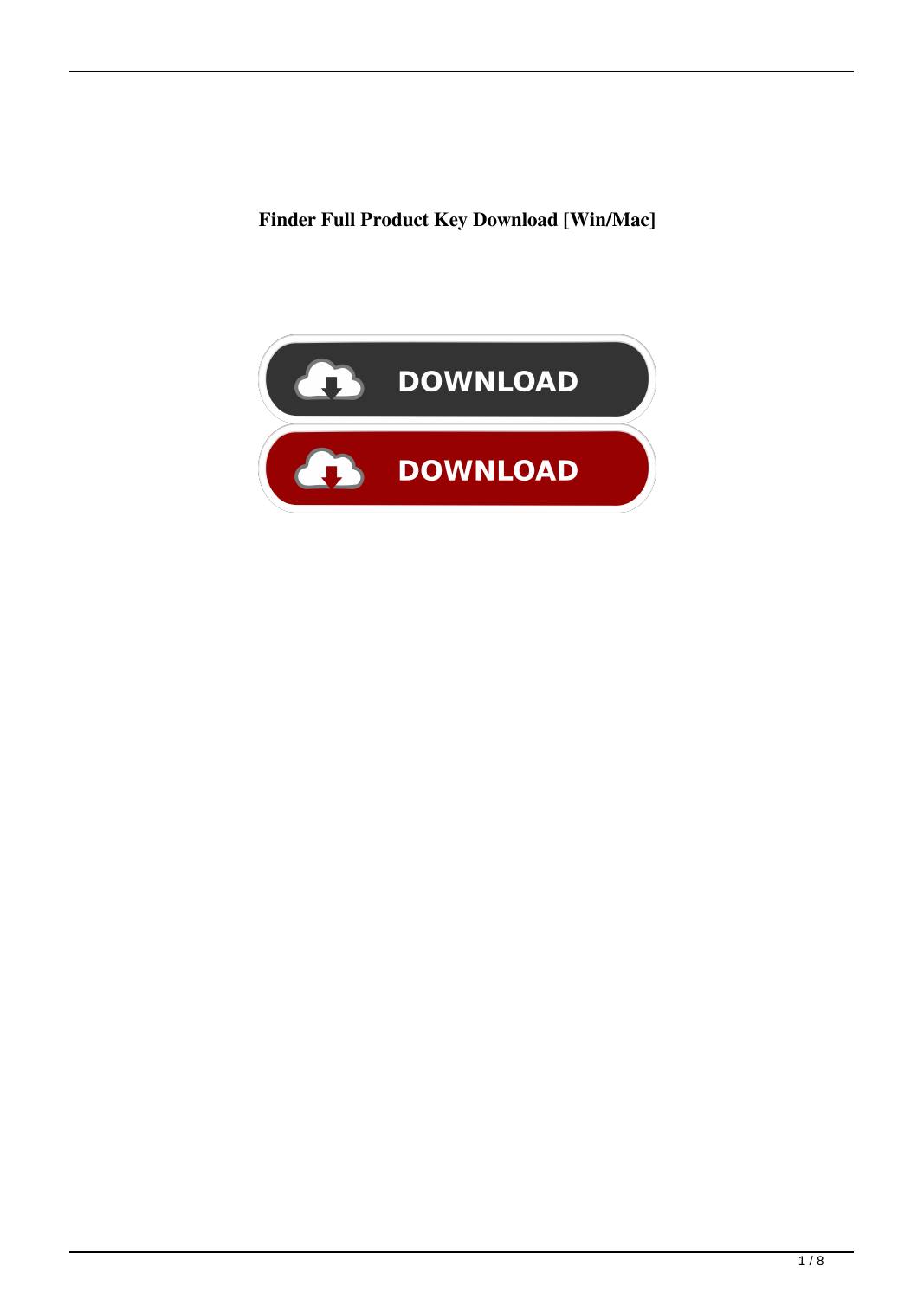**Finder Full Product Key Download [Win/Mac]**

DOWNLOAD

DOWNLOAD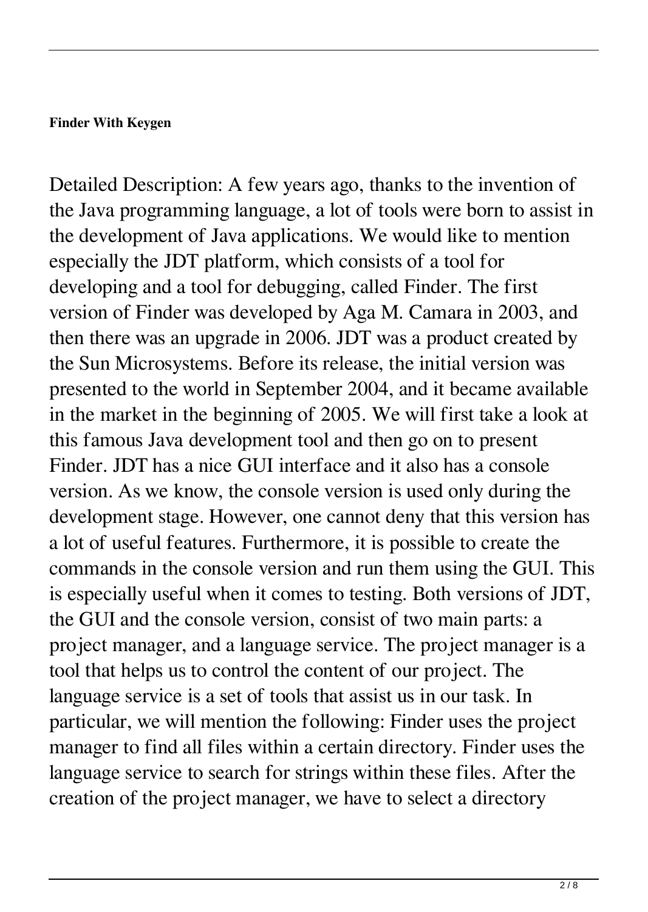**Finder With Keygen**

Detailed Description: A few years ago, thanks to the invention of the Java programming language, a lot of tools were born to assist in the development of Java applications. We would like to mention especially the JDT platform, which consists of a tool for developing and a tool for debugging, called Finder. The first version of Finder was developed by Aga M. Camara in 2003, and then there was an upgrade in 2006. JDT was a product created by the Sun Microsystems. Before its release, the initial version was presented to the world in September 2004, and it became available in the market in the beginning of 2005. We will first take a look at this famous Java development tool and then go on to present Finder. JDT has a nice GUI interface and it also has a console version. As we know, the console version is used only during the development stage. However, one cannot deny that this version has a lot of useful features. Furthermore, it is possible to create the commands in the console version and run them using the GUI. This is especially useful when it comes to testing. Both versions of JDT, the GUI and the console version, consist of two main parts: a project manager, and a language service. The project manager is a tool that helps us to control the content of our project. The language service is a set of tools that assist us in our task. In particular, we will mention the following: Finder uses the project manager to find all files within a certain directory. Finder uses the language service to search for strings within these files. After the creation of the project manager, we have to select a directory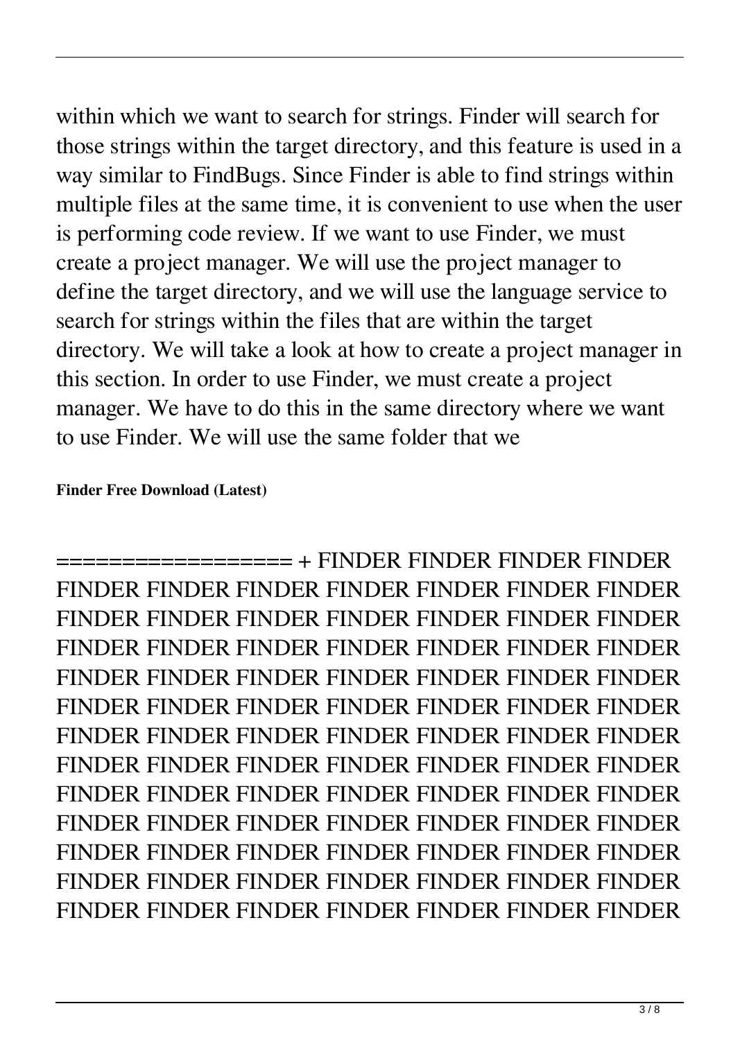within which we want to search for strings. Finder will search for those strings within the target directory, and this feature is used in a way similar to FindBugs. Since Finder is able to find strings within multiple files at the same time, it is convenient to use when the user is performing code review. If we want to use Finder, we must create a project manager. We will use the project manager to define the target directory, and we will use the language service to search for strings within the files that are within the target directory. We will take a look at how to create a project manager in this section. In order to use Finder, we must create a project manager. We have to do this in the same directory where we want to use Finder. We will use the same folder that we

**Finder Free Download (Latest)**

================= + FINDER FINDER FINDER FINDER FINDER FINDER FINDER FINDER FINDER FINDER FINDER FINDER FINDER FINDER FINDER FINDER FINDER FINDER FINDER FINDER FINDER FINDER FINDER FINDER FINDER FINDER FINDER FINDER FINDER FINDER FINDER FINDER FINDER FINDER FINDER FINDER FINDER FINDER FINDER FINDER FINDER FINDER FINDER FINDER FINDER FINDER FINDER FINDER FINDER FINDER FINDER FINDER FINDER FINDER FINDER FINDER FINDER FINDER FINDER FINDER FINDER FINDER FINDER FINDER FINDER FINDER FINDER FINDER FINDER FINDER FINDER FINDER FINDER FINDER FINDER FINDER FINDER FINDER FINDER FINDER FINDER FINDER FINDER FINDER FINDER FINDER FINDER FINDER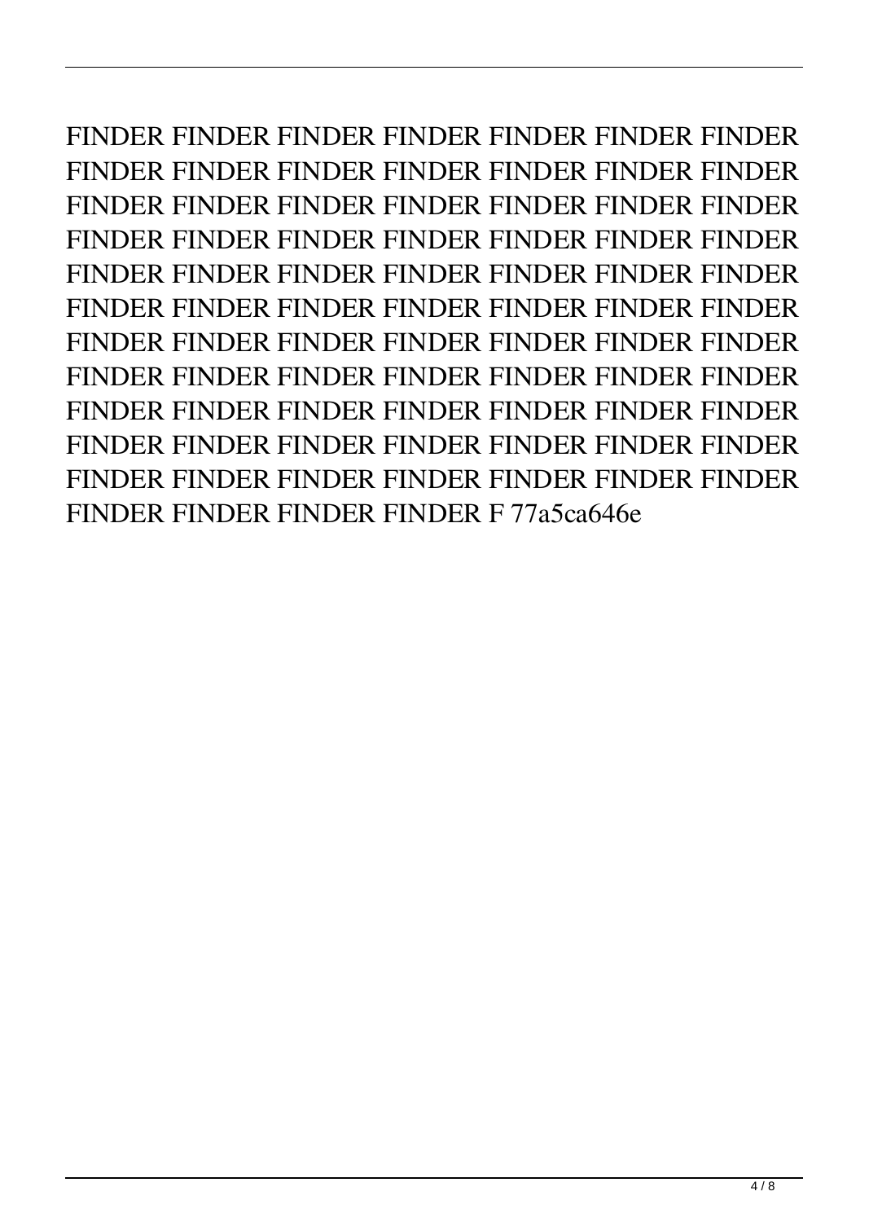FINDER FINDER FINDER FINDER FINDER FINDER FINDER FINDER FINDER FINDER FINDER FINDER FINDER FINDER FINDER FINDER FINDER FINDER FINDER FINDER FINDER FINDER FINDER FINDER FINDER FINDER FINDER FINDER FINDER FINDER FINDER FINDER FINDER FINDER FINDER FINDER FINDER FINDER FINDER FINDER FINDER FINDER FINDER FINDER FINDER FINDER FINDER FINDER FINDER FINDER FINDER FINDER FINDER FINDER FINDER FINDER FINDER FINDER FINDER FINDER FINDER FINDER FINDER FINDER FINDER FINDER FINDER FINDER FINDER FINDER FINDER FINDER FINDER FINDER FINDER FINDER FINDER FINDER FINDER FINDER FINDER FINDER FINDER FINDER FINDER FINDER FINDER FINDER FINDER FINDER FINDER FINDER FINDER FINDER F 77a5ca646e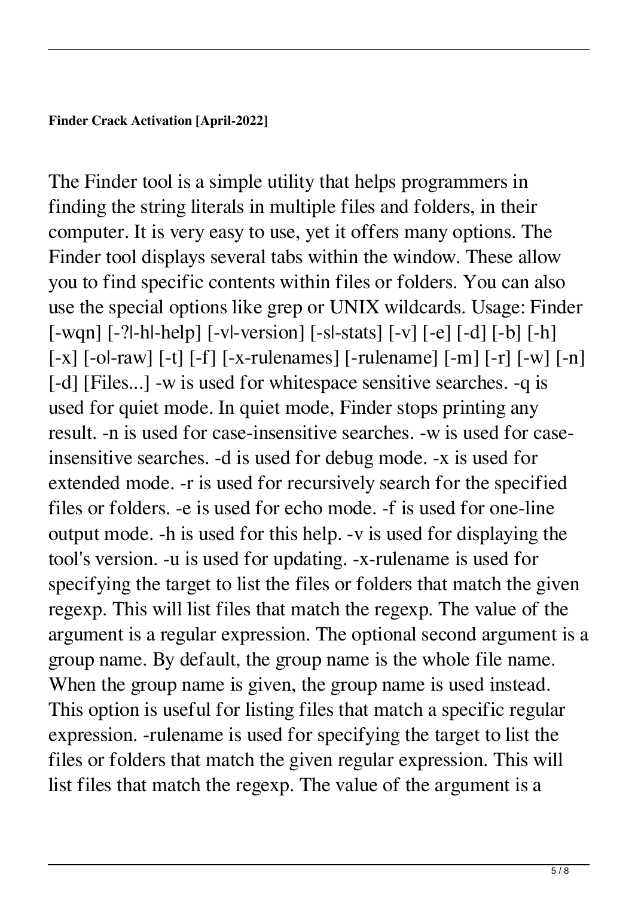**Finder Crack Activation [April-2022]**

The Finder tool is a simple utility that helps programmers in finding the string literals in multiple files and folders, in their computer. It is very easy to use, yet it offers many options. The Finder tool displays several tabs within the window. These allow you to find specific contents within files or folders. You can also use the special options like grep or UNIX wildcards. Usage: Finder [-wqn] [-?|-h|-help] [-v|-version] [-s|-stats] [-v] [-e] [-d] [-b] [-h] [-x] [-o|-raw] [-t] [-f] [-x-rulenames] [-rulename] [-m] [-r] [-w] [-n] [-d] [Files...] -w is used for whitespace sensitive searches. -q is used for quiet mode. In quiet mode, Finder stops printing any result. -n is used for case-insensitive searches. -w is used for case-insensitive searches. -d is used for debug mode. -x is used for extended mode. -r is used for recursively search for the specified files or folders. -e is used for echo mode. -f is used for one-line output mode. -h is used for this help. -v is used for displaying the tool's version. -u is used for updating. -x-rulename is used for specifying the target to list the files or folders that match the given regexp. This will list files that match the regexp. The value of the argument is a regular expression. The optional second argument is a group name. By default, the group name is the whole file name. When the group name is given, the group name is used instead. This option is useful for listing files that match a specific regular expression. -rulename is used for specifying the target to list the files or folders that match the given regular expression. This will list files that match the regexp. The value of the argument is a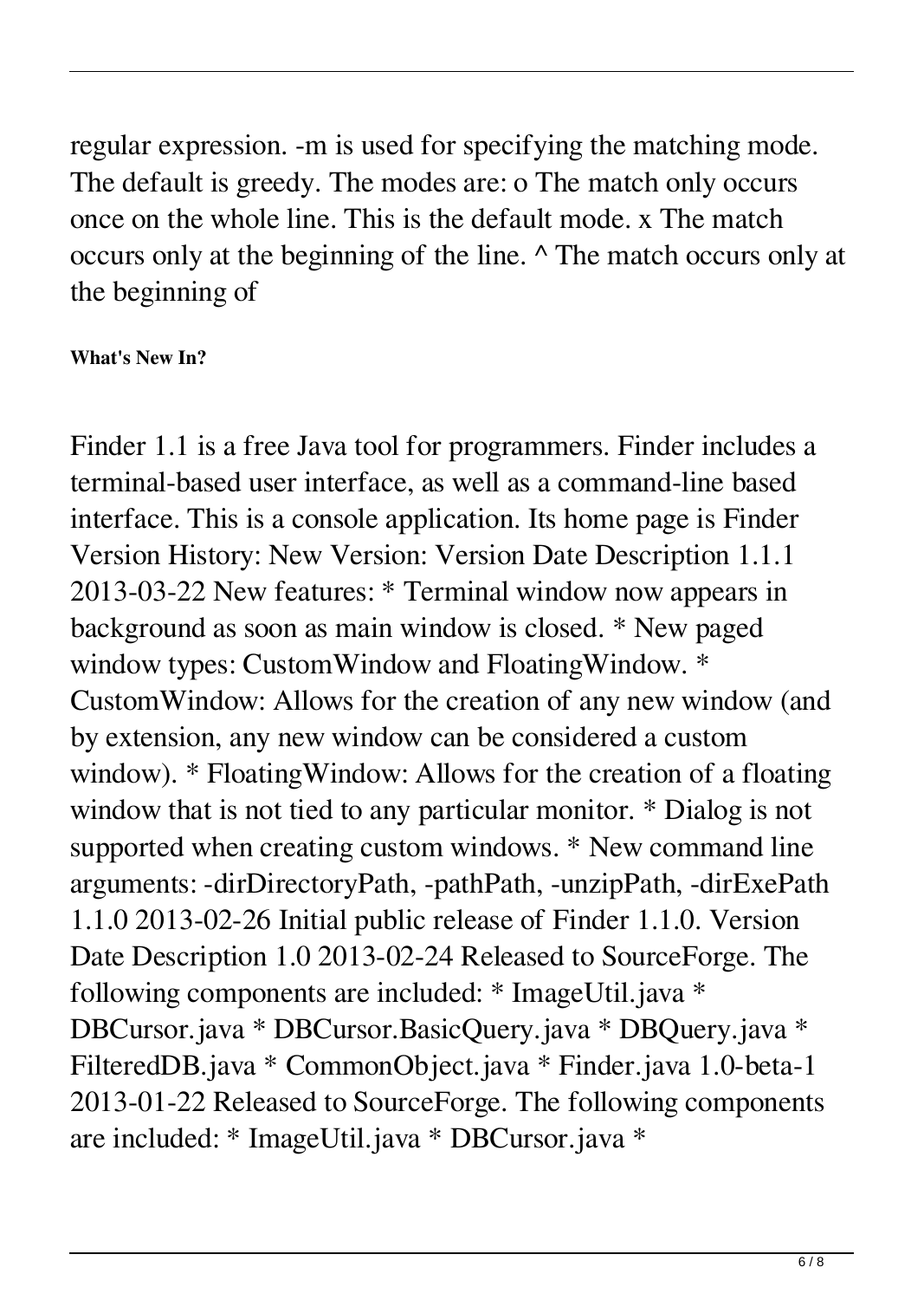regular expression. -m is used for specifying the matching mode. The default is greedy. The modes are: o The match only occurs once on the whole line. This is the default mode. x The match occurs only at the beginning of the line. ^ The match occurs only at the beginning of

**What's New In?**

Finder 1.1 is a free Java tool for programmers. Finder includes a terminal-based user interface, as well as a command-line based interface. This is a console application. Its home page is Finder Version History: New Version: Version Date Description 1.1.1 2013-03-22 New features: * Terminal window now appears in background as soon as main window is closed. * New paged window types: CustomWindow and FloatingWindow. * CustomWindow: Allows for the creation of any new window (and by extension, any new window can be considered a custom window). * FloatingWindow: Allows for the creation of a floating window that is not tied to any particular monitor. * Dialog is not supported when creating custom windows. * New command line arguments: -dirDirectoryPath, -pathPath, -unzipPath, -dirExePath 1.1.0 2013-02-26 Initial public release of Finder 1.1.0. Version Date Description 1.0 2013-02-24 Released to SourceForge. The following components are included: * ImageUtil.java * DBCursor.java * DBCursor.BasicQuery.java * DBQuery.java * FilteredDB.java * CommonObject.java * Finder.java 1.0-beta-1 2013-01-22 Released to SourceForge. The following components are included: * ImageUtil.java * DBCursor.java *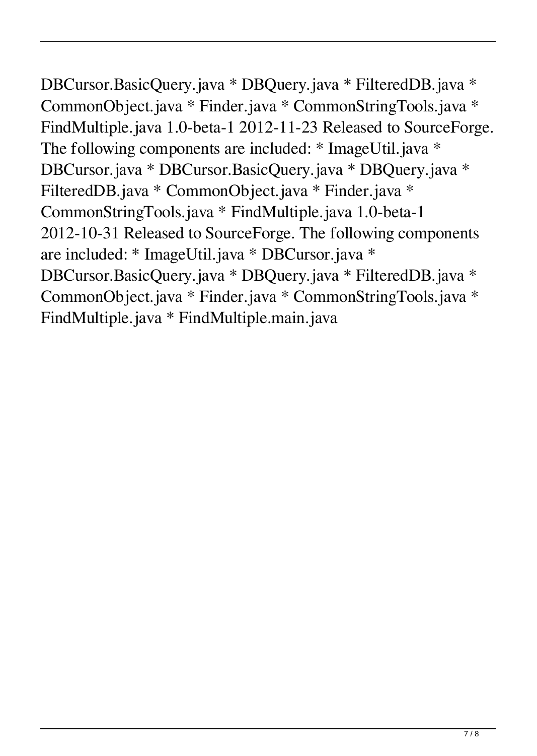DBCursor.BasicQuery.java * DBQuery.java * FilteredDB.java * CommonObject.java * Finder.java * CommonStringTools.java * FindMultiple.java 1.0-beta-1 2012-11-23 Released to SourceForge. The following components are included: * ImageUtil.java * DBCursor.java * DBCursor.BasicQuery.java * DBQuery.java * FilteredDB.java * CommonObject.java * Finder.java * CommonStringTools.java * FindMultiple.java 1.0-beta-1 2012-10-31 Released to SourceForge. The following components are included: * ImageUtil.java * DBCursor.java * DBCursor.BasicQuery.java * DBQuery.java * FilteredDB.java * CommonObject.java * Finder.java * CommonStringTools.java * FindMultiple.java * FindMultiple.main.java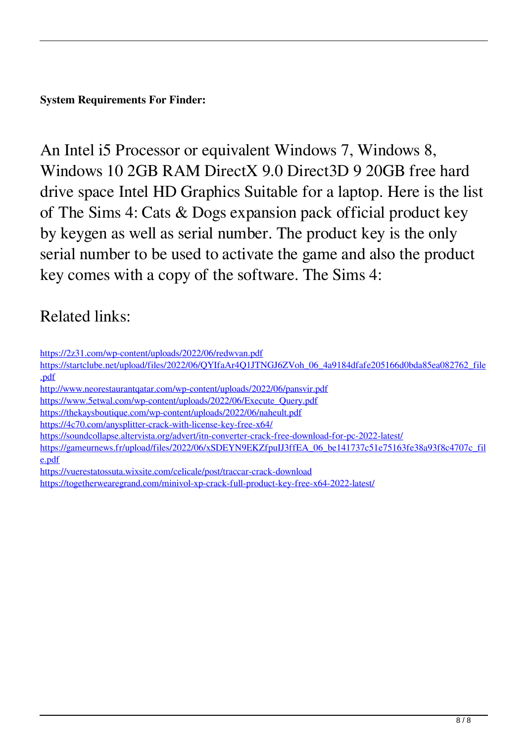**System Requirements For Finder:**

An Intel i5 Processor or equivalent Windows 7, Windows 8, Windows 10 2GB RAM DirectX 9.0 Direct3D 9 20GB free hard drive space Intel HD Graphics Suitable for a laptop. Here is the list of The Sims 4: Cats & Dogs expansion pack official product key by keygen as well as serial number. The product key is the only serial number to be used to activate the game and also the product key comes with a copy of the software. The Sims 4:

Related links:

https://2z31.com/wp-content/uploads/2022/06/redwvan.pdf
https://startclube.net/upload/files/2022/06/QYIfaAr4Q1JTNGJ6ZVoh_06_4a9184dfafe205166d0bda85ea082762_file.pdf
http://www.neorestaurantqatar.com/wp-content/uploads/2022/06/pansvir.pdf
https://www.5etwal.com/wp-content/uploads/2022/06/Execute_Query.pdf
https://thekaysboutique.com/wp-content/uploads/2022/06/naheult.pdf
https://4c70.com/anysplitter-crack-with-license-key-free-x64/
https://soundcollapse.altervista.org/advert/itn-converter-crack-free-download-for-pc-2022-latest/
https://gameurnews.fr/upload/files/2022/06/xSDEYN9EKZfpuIJ3ffEA_06_be141737c51e75163fe38a93f8c4707c_file.pdf
https://vuerestatossuta.wixsite.com/celicale/post/traccar-crack-download
https://togetherwearegrand.com/minivol-xp-crack-full-product-key-free-x64-2022-latest/